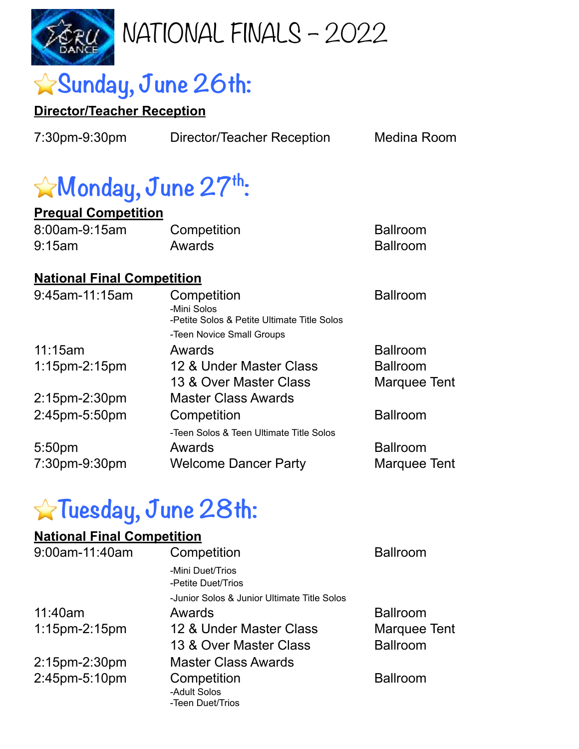# NATIONAL FINALS - 2022

## ⭐Sunday, June 26th:

**Director/Teacher Reception**

| | | |
|---|---|---|
| 7:30pm-9:30pm | Director/Teacher Reception | Medina Room |

## ⭐Monday, June 27th:

**Prequal Competition**

| | | |
|---|---|---|
| 8:00am-9:15am | Competition | Ballroom |
| 9:15am | Awards | Ballroom |

**National Final Competition**

| | | |
|---|---|---|
| 9:45am-11:15am | Competition<br>-Mini Solos<br>-Petite Solos & Petite Ultimate Title Solos<br>-Teen Novice Small Groups | Ballroom |
| 11:15am | Awards | Ballroom |
| 1:15pm-2:15pm | 12 & Under Master Class | Ballroom |
| | 13 & Over Master Class | Marquee Tent |
| 2:15pm-2:30pm | Master Class Awards | |
| 2:45pm-5:50pm | Competition<br>-Teen Solos & Teen Ultimate Title Solos | Ballroom |
| 5:50pm | Awards | Ballroom |
| 7:30pm-9:30pm | Welcome Dancer Party | Marquee Tent |

## ⭐Tuesday, June 28th:

**National Final Competition**

| | | |
|---|---|---|
| 9:00am-11:40am | Competition<br>-Mini Duet/Trios<br>-Petite Duet/Trios<br>-Junior Solos & Junior Ultimate Title Solos | Ballroom |
| 11:40am | Awards | Ballroom |
| 1:15pm-2:15pm | 12 & Under Master Class | Marquee Tent |
| | 13 & Over Master Class | Ballroom |
| 2:15pm-2:30pm | Master Class Awards | |
| 2:45pm-5:10pm | Competition<br>-Adult Solos<br>-Teen Duet/Trios | Ballroom |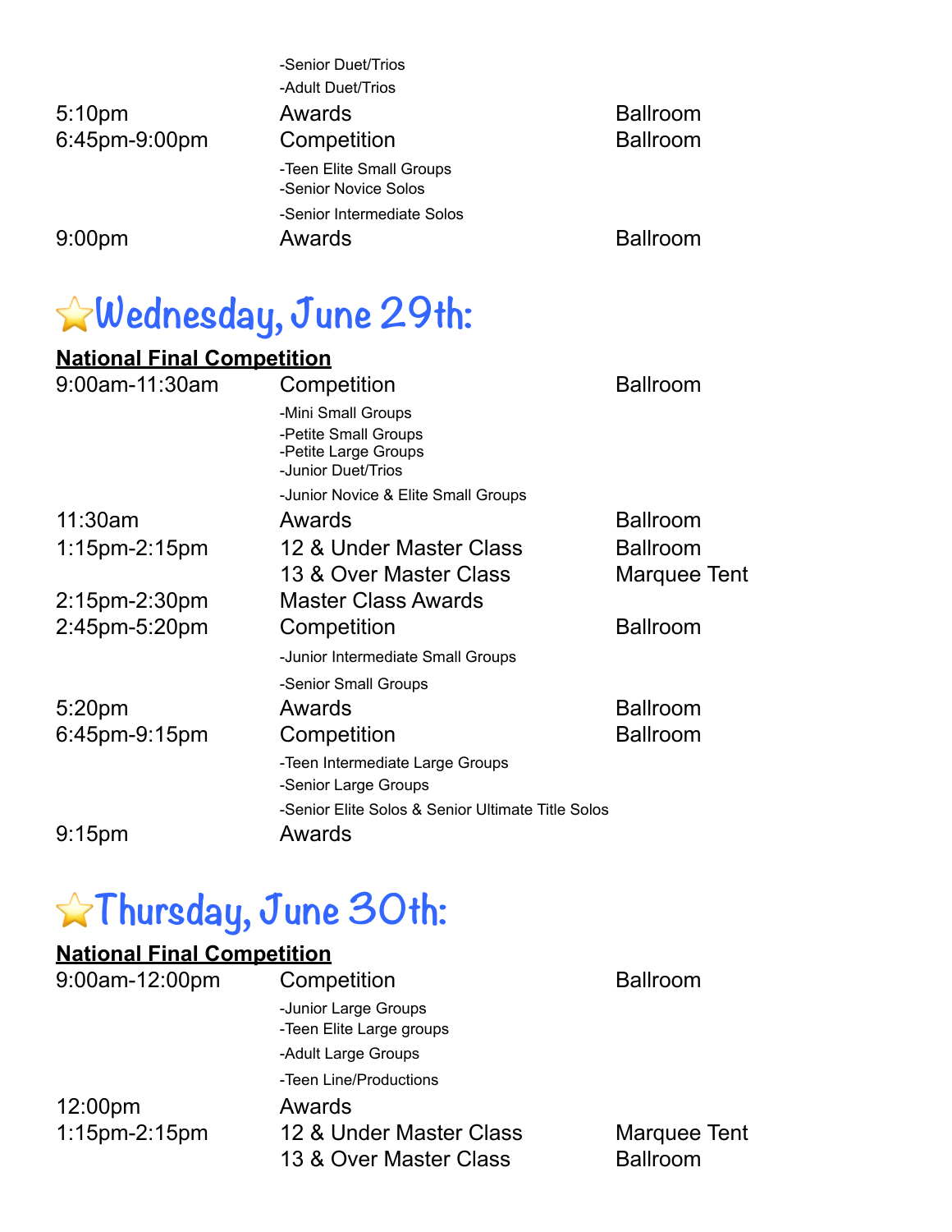| | | |
|---|---|---|
| | -Senior Duet/Trios<br>-Adult Duet/Trios | |
| 5:10pm | Awards | Ballroom |
| 6:45pm-9:00pm | Competition<br>-Teen Elite Small Groups<br>-Senior Novice Solos<br>-Senior Intermediate Solos | Ballroom |
| 9:00pm | Awards | Ballroom |

# ⭐Wednesday, June 29th:

**National Final Competition**

| | | |
|---|---|---|
| 9:00am-11:30am | Competition<br>-Mini Small Groups<br>-Petite Small Groups<br>-Petite Large Groups<br>-Junior Duet/Trios<br>-Junior Novice & Elite Small Groups | Ballroom |
| 11:30am | Awards | Ballroom |
| 1:15pm-2:15pm | 12 & Under Master Class | Ballroom |
| | 13 & Over Master Class | Marquee Tent |
| 2:15pm-2:30pm | Master Class Awards | |
| 2:45pm-5:20pm | Competition<br>-Junior Intermediate Small Groups<br>-Senior Small Groups | Ballroom |
| 5:20pm | Awards | Ballroom |
| 6:45pm-9:15pm | Competition<br>-Teen Intermediate Large Groups<br>-Senior Large Groups<br>-Senior Elite Solos & Senior Ultimate Title Solos | Ballroom |
| 9:15pm | Awards | |

# ⭐Thursday, June 30th:

**National Final Competition**

| | | |
|---|---|---|
| 9:00am-12:00pm | Competition<br>-Junior Large Groups<br>-Teen Elite Large groups<br>-Adult Large Groups<br>-Teen Line/Productions | Ballroom |
| 12:00pm | Awards | |
| 1:15pm-2:15pm | 12 & Under Master Class | Marquee Tent |
| | 13 & Over Master Class | Ballroom |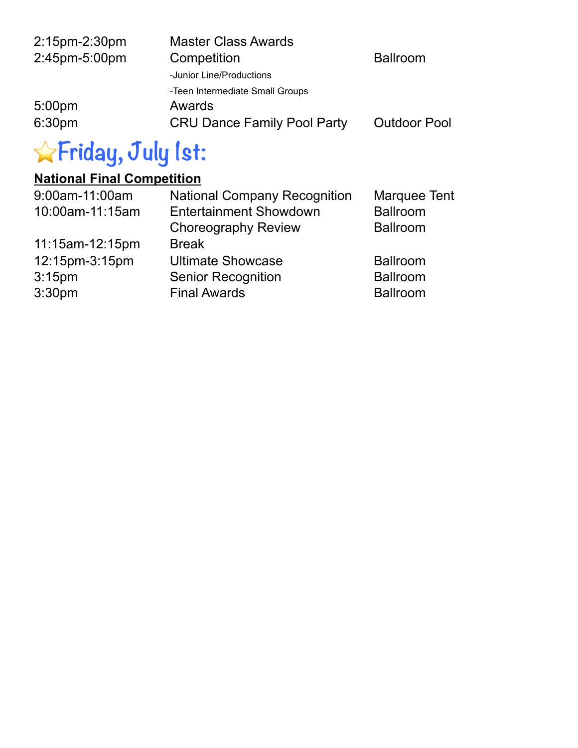| | | |
|---|---|---|
| 2:15pm-2:30pm | Master Class Awards | |
| 2:45pm-5:00pm | Competition<br>-Junior Line/Productions<br>-Teen Intermediate Small Groups | Ballroom |
| 5:00pm | Awards | |
| 6:30pm | CRU Dance Family Pool Party | Outdoor Pool |

## ⭐Friday, July 1st:

**National Final Competition**

| | | |
|---|---|---|
| 9:00am-11:00am | National Company Recognition | Marquee Tent |
| 10:00am-11:15am | Entertainment Showdown | Ballroom |
| | Choreography Review | Ballroom |
| 11:15am-12:15pm | Break | |
| 12:15pm-3:15pm | Ultimate Showcase | Ballroom |
| 3:15pm | Senior Recognition | Ballroom |
| 3:30pm | Final Awards | Ballroom |